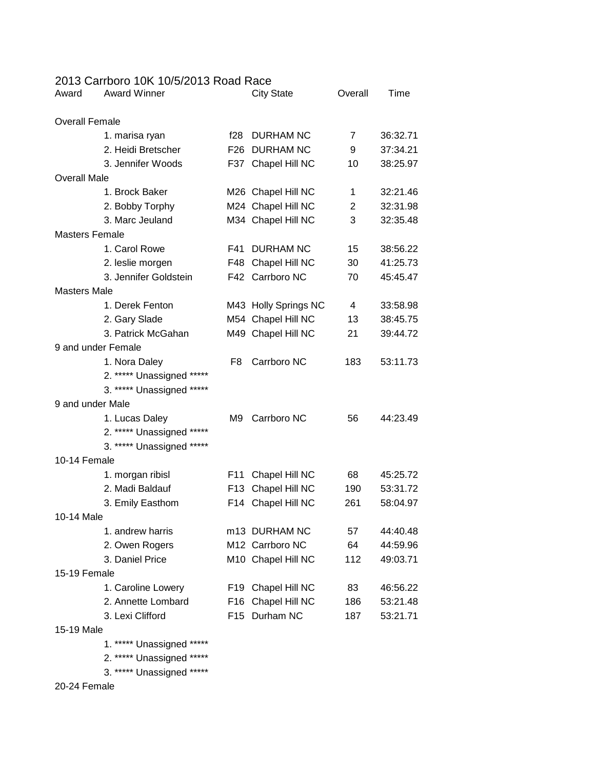# 2013 Carrboro 10K 10/5/2013 Road Race

| Award | Award Winner | | City State | Overall | Time |
|---|---|---|---|---|---|
| Overall Female | | | | | |
| | 1. marisa ryan | f28 | DURHAM NC | 7 | 36:32.71 |
| | 2. Heidi Bretscher | F26 | DURHAM NC | 9 | 37:34.21 |
| | 3. Jennifer Woods | F37 | Chapel Hill NC | 10 | 38:25.97 |
| Overall Male | | | | | |
| | 1. Brock Baker | M26 | Chapel Hill NC | 1 | 32:21.46 |
| | 2. Bobby Torphy | M24 | Chapel Hill NC | 2 | 32:31.98 |
| | 3. Marc Jeuland | M34 | Chapel Hill NC | 3 | 32:35.48 |
| Masters Female | | | | | |
| | 1. Carol Rowe | F41 | DURHAM NC | 15 | 38:56.22 |
| | 2. leslie morgen | F48 | Chapel Hill NC | 30 | 41:25.73 |
| | 3. Jennifer Goldstein | F42 | Carrboro NC | 70 | 45:45.47 |
| Masters Male | | | | | |
| | 1. Derek Fenton | M43 | Holly Springs NC | 4 | 33:58.98 |
| | 2. Gary Slade | M54 | Chapel Hill NC | 13 | 38:45.75 |
| | 3. Patrick McGahan | M49 | Chapel Hill NC | 21 | 39:44.72 |
| 9 and under Female | | | | | |
| | 1. Nora Daley | F8 | Carrboro NC | 183 | 53:11.73 |
| | 2. ***** Unassigned ***** | | | | |
| | 3. ***** Unassigned ***** | | | | |
| 9 and under Male | | | | | |
| | 1. Lucas Daley | M9 | Carrboro NC | 56 | 44:23.49 |
| | 2. ***** Unassigned ***** | | | | |
| | 3. ***** Unassigned ***** | | | | |
| 10-14 Female | | | | | |
| | 1. morgan ribisl | F11 | Chapel Hill NC | 68 | 45:25.72 |
| | 2. Madi Baldauf | F13 | Chapel Hill NC | 190 | 53:31.72 |
| | 3. Emily Easthom | F14 | Chapel Hill NC | 261 | 58:04.97 |
| 10-14 Male | | | | | |
| | 1. andrew harris | m13 | DURHAM NC | 57 | 44:40.48 |
| | 2. Owen Rogers | M12 | Carrboro NC | 64 | 44:59.96 |
| | 3. Daniel Price | M10 | Chapel Hill NC | 112 | 49:03.71 |
| 15-19 Female | | | | | |
| | 1. Caroline Lowery | F19 | Chapel Hill NC | 83 | 46:56.22 |
| | 2. Annette Lombard | F16 | Chapel Hill NC | 186 | 53:21.48 |
| | 3. Lexi Clifford | F15 | Durham NC | 187 | 53:21.71 |
| 15-19 Male | | | | | |
| | 1. ***** Unassigned ***** | | | | |
| | 2. ***** Unassigned ***** | | | | |
| | 3. ***** Unassigned ***** | | | | |
| 20-24 Female | | | | | |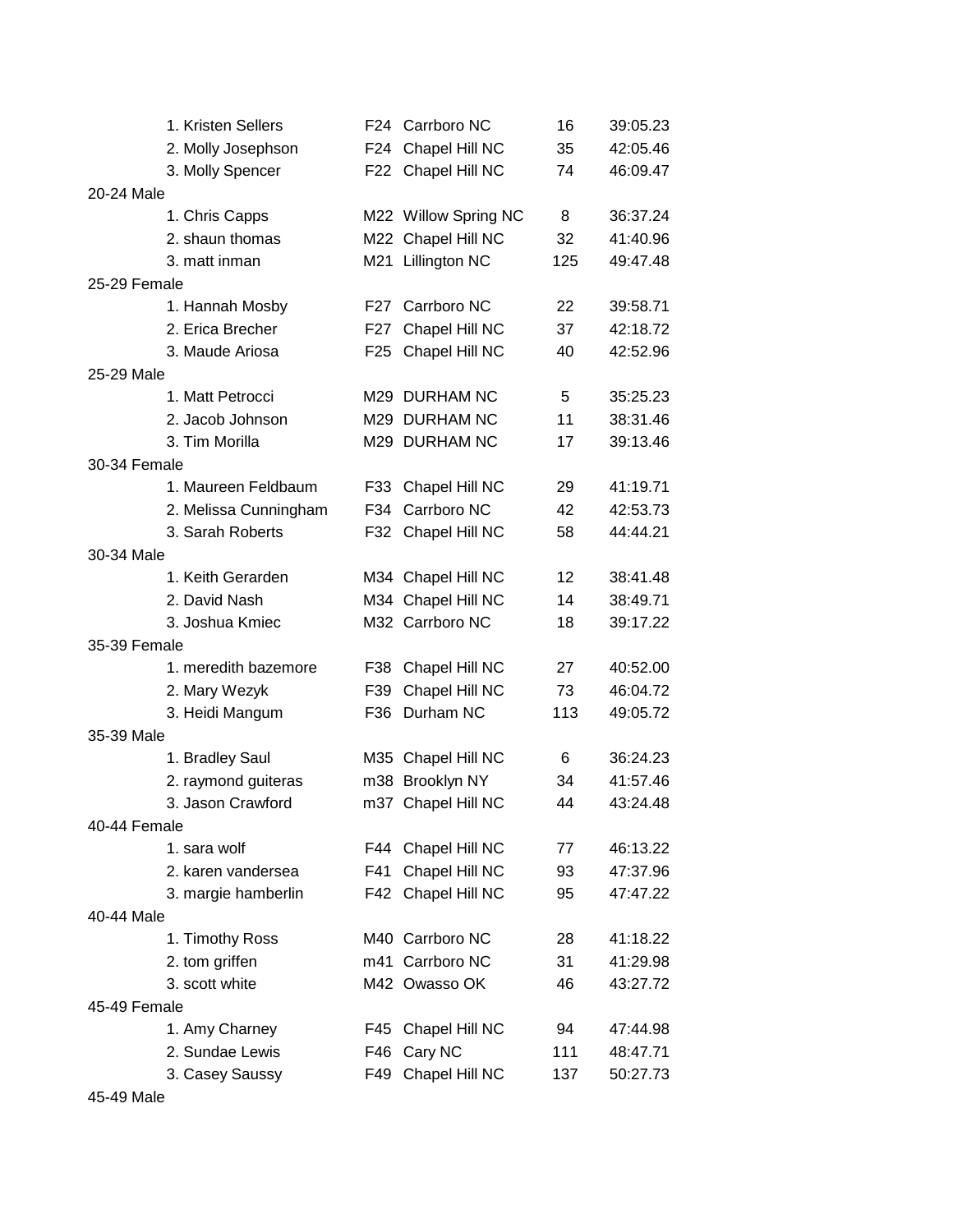1. Kristen Sellers F24 Carrboro NC 16 39:05.23
2. Molly Josephson F24 Chapel Hill NC 35 42:05.46
3. Molly Spencer F22 Chapel Hill NC 74 46:09.47

20-24 Male

1. Chris Capps M22 Willow Spring NC 8 36:37.24
2. shaun thomas M22 Chapel Hill NC 32 41:40.96
3. matt inman M21 Lillington NC 125 49:47.48

25-29 Female

1. Hannah Mosby F27 Carrboro NC 22 39:58.71
2. Erica Brecher F27 Chapel Hill NC 37 42:18.72
3. Maude Ariosa F25 Chapel Hill NC 40 42:52.96

25-29 Male

1. Matt Petrocci M29 DURHAM NC 5 35:25.23
2. Jacob Johnson M29 DURHAM NC 11 38:31.46
3. Tim Morilla M29 DURHAM NC 17 39:13.46

30-34 Female

1. Maureen Feldbaum F33 Chapel Hill NC 29 41:19.71
2. Melissa Cunningham F34 Carrboro NC 42 42:53.73
3. Sarah Roberts F32 Chapel Hill NC 58 44:44.21

30-34 Male

1. Keith Gerarden M34 Chapel Hill NC 12 38:41.48
2. David Nash M34 Chapel Hill NC 14 38:49.71
3. Joshua Kmiec M32 Carrboro NC 18 39:17.22

35-39 Female

1. meredith bazemore F38 Chapel Hill NC 27 40:52.00
2. Mary Wezyk F39 Chapel Hill NC 73 46:04.72
3. Heidi Mangum F36 Durham NC 113 49:05.72

35-39 Male

1. Bradley Saul M35 Chapel Hill NC 6 36:24.23
2. raymond guiteras m38 Brooklyn NY 34 41:57.46
3. Jason Crawford m37 Chapel Hill NC 44 43:24.48

40-44 Female

1. sara wolf F44 Chapel Hill NC 77 46:13.22
2. karen vandersea F41 Chapel Hill NC 93 47:37.96
3. margie hamberlin F42 Chapel Hill NC 95 47:47.22

40-44 Male

1. Timothy Ross M40 Carrboro NC 28 41:18.22
2. tom griffen m41 Carrboro NC 31 41:29.98
3. scott white M42 Owasso OK 46 43:27.72

45-49 Female

1. Amy Charney F45 Chapel Hill NC 94 47:44.98
2. Sundae Lewis F46 Cary NC 111 48:47.71
3. Casey Saussy F49 Chapel Hill NC 137 50:27.73

45-49 Male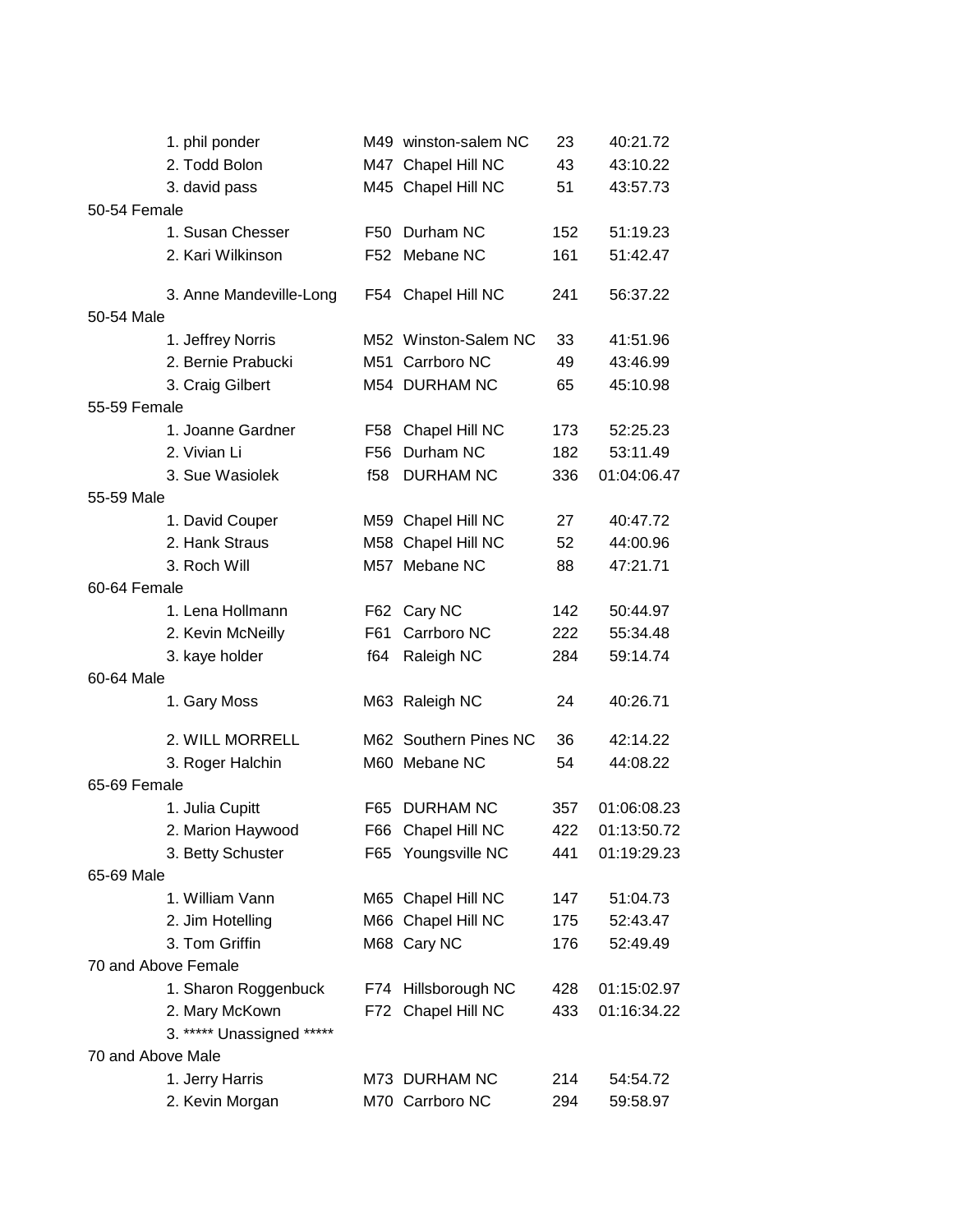| | | | | |
|---|---|---|---|---|
| 1. phil ponder | M49 | winston-salem NC | 23 | 40:21.72 |
| 2. Todd Bolon | M47 | Chapel Hill NC | 43 | 43:10.22 |
| 3. david pass | M45 | Chapel Hill NC | 51 | 43:57.73 |

50-54 Female

| | | | | |
|---|---|---|---|---|
| 1. Susan Chesser | F50 | Durham NC | 152 | 51:19.23 |
| 2. Kari Wilkinson | F52 | Mebane NC | 161 | 51:42.47 |
| 3. Anne Mandeville-Long | F54 | Chapel Hill NC | 241 | 56:37.22 |

50-54 Male

| | | | | |
|---|---|---|---|---|
| 1. Jeffrey Norris | M52 | Winston-Salem NC | 33 | 41:51.96 |
| 2. Bernie Prabucki | M51 | Carrboro NC | 49 | 43:46.99 |
| 3. Craig Gilbert | M54 | DURHAM NC | 65 | 45:10.98 |

55-59 Female

| | | | | |
|---|---|---|---|---|
| 1. Joanne Gardner | F58 | Chapel Hill NC | 173 | 52:25.23 |
| 2. Vivian Li | F56 | Durham NC | 182 | 53:11.49 |
| 3. Sue Wasiolek | f58 | DURHAM NC | 336 | 01:04:06.47 |

55-59 Male

| | | | | |
|---|---|---|---|---|
| 1. David Couper | M59 | Chapel Hill NC | 27 | 40:47.72 |
| 2. Hank Straus | M58 | Chapel Hill NC | 52 | 44:00.96 |
| 3. Roch Will | M57 | Mebane NC | 88 | 47:21.71 |

60-64 Female

| | | | | |
|---|---|---|---|---|
| 1. Lena Hollmann | F62 | Cary NC | 142 | 50:44.97 |
| 2. Kevin McNeilly | F61 | Carrboro NC | 222 | 55:34.48 |
| 3. kaye holder | f64 | Raleigh NC | 284 | 59:14.74 |

60-64 Male

| | | | | |
|---|---|---|---|---|
| 1. Gary Moss | M63 | Raleigh NC | 24 | 40:26.71 |
| 2. WILL MORRELL | M62 | Southern Pines NC | 36 | 42:14.22 |
| 3. Roger Halchin | M60 | Mebane NC | 54 | 44:08.22 |

65-69 Female

| | | | | |
|---|---|---|---|---|
| 1. Julia Cupitt | F65 | DURHAM NC | 357 | 01:06:08.23 |
| 2. Marion Haywood | F66 | Chapel Hill NC | 422 | 01:13:50.72 |
| 3. Betty Schuster | F65 | Youngsville NC | 441 | 01:19:29.23 |

65-69 Male

| | | | | |
|---|---|---|---|---|
| 1. William Vann | M65 | Chapel Hill NC | 147 | 51:04.73 |
| 2. Jim Hotelling | M66 | Chapel Hill NC | 175 | 52:43.47 |
| 3. Tom Griffin | M68 | Cary NC | 176 | 52:49.49 |

70 and Above Female

| | | | | |
|---|---|---|---|---|
| 1. Sharon Roggenbuck | F74 | Hillsborough NC | 428 | 01:15:02.97 |
| 2. Mary McKown | F72 | Chapel Hill NC | 433 | 01:16:34.22 |
| 3. ***** Unassigned ***** | | | | |

70 and Above Male

| | | | | |
|---|---|---|---|---|
| 1. Jerry Harris | M73 | DURHAM NC | 214 | 54:54.72 |
| 2. Kevin Morgan | M70 | Carrboro NC | 294 | 59:58.97 |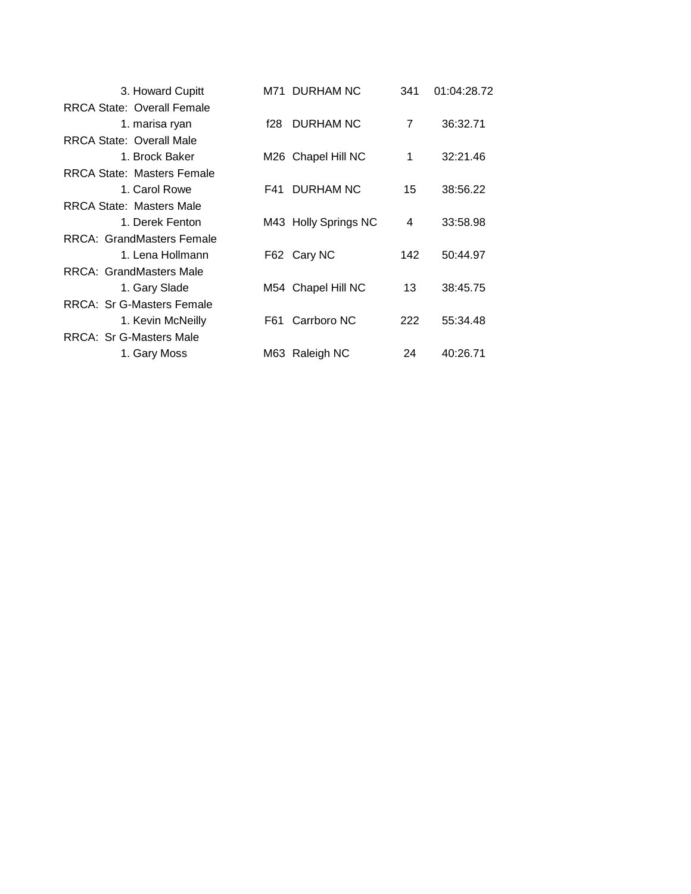| | | | | |
|---|---|---|---|---|
| 3. Howard Cupitt | M71 | DURHAM NC | 341 | 01:04:28.72 |
| RRCA State: Overall Female | | | | |
| 1. marisa ryan | f28 | DURHAM NC | 7 | 36:32.71 |
| RRCA State: Overall Male | | | | |
| 1. Brock Baker | M26 | Chapel Hill NC | 1 | 32:21.46 |
| RRCA State: Masters Female | | | | |
| 1. Carol Rowe | F41 | DURHAM NC | 15 | 38:56.22 |
| RRCA State: Masters Male | | | | |
| 1. Derek Fenton | M43 | Holly Springs NC | 4 | 33:58.98 |
| RRCA: GrandMasters Female | | | | |
| 1. Lena Hollmann | F62 | Cary NC | 142 | 50:44.97 |
| RRCA: GrandMasters Male | | | | |
| 1. Gary Slade | M54 | Chapel Hill NC | 13 | 38:45.75 |
| RRCA: Sr G-Masters Female | | | | |
| 1. Kevin McNeilly | F61 | Carrboro NC | 222 | 55:34.48 |
| RRCA: Sr G-Masters Male | | | | |
| 1. Gary Moss | M63 | Raleigh NC | 24 | 40:26.71 |